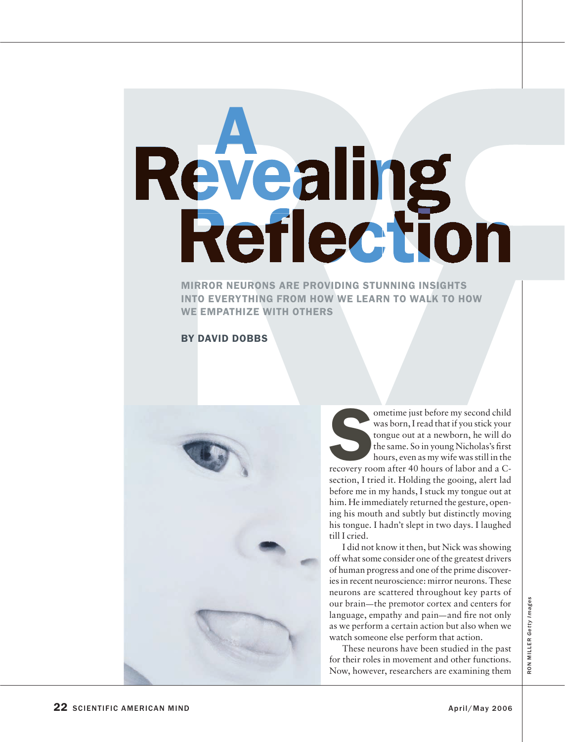# A Revealing Reflection

**MIRROR NEURONS ARE PROVIDING STUNNING INSIGHTS INTO EVERYTHING FROM HOW WE LEARN TO WALK TO HOW WE EMPATHIZE WITH OTHERS**

**BY DAVID DOBBS**

Sometime just before my second child was born, I read that if you stick your tongue out at a newborn, he will do the same. So in young Nicholas's first hours, even as my wife was still in the recovery room after 40 hours of labor and a C-section, I tried it. Holding the gooing, alert lad before me in my hands, I stuck my tongue out at him. He immediately returned the gesture, opening his mouth and subtly but distinctly moving his tongue. I hadn't slept in two days. I laughed till I cried.

I did not know it then, but Nick was showing off what some consider one of the greatest drivers of human progress and one of the prime discoveries in recent neuroscience: mirror neurons. These neurons are scattered throughout key parts of our brain—the premotor cortex and centers for language, empathy and pain—and fire not only as we perform a certain action but also when we watch someone else perform that action.

These neurons have been studied in the past for their roles in movement and other functions. Now, however, researchers are examining them

RON MILLER *Getty Images*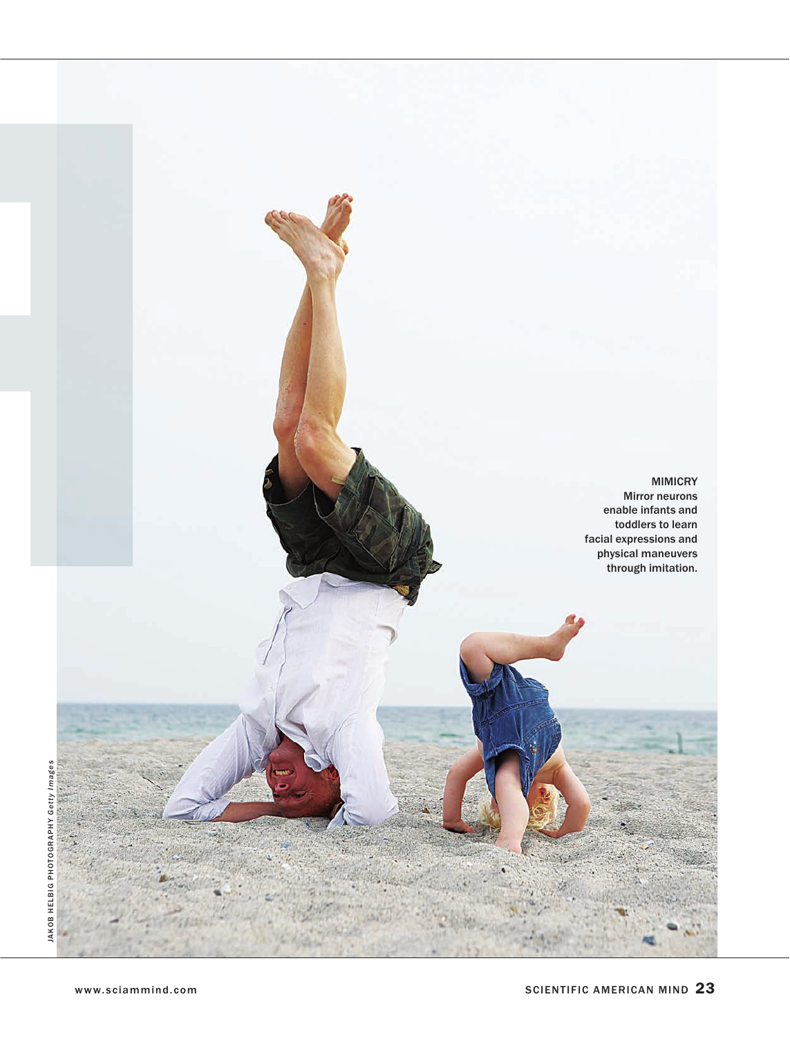**MIMICRY**
Mirror neurons enable infants and toddlers to learn facial expressions and physical maneuvers through imitation.

JAKOB HELBIG PHOTOGRAPHY *Getty Images*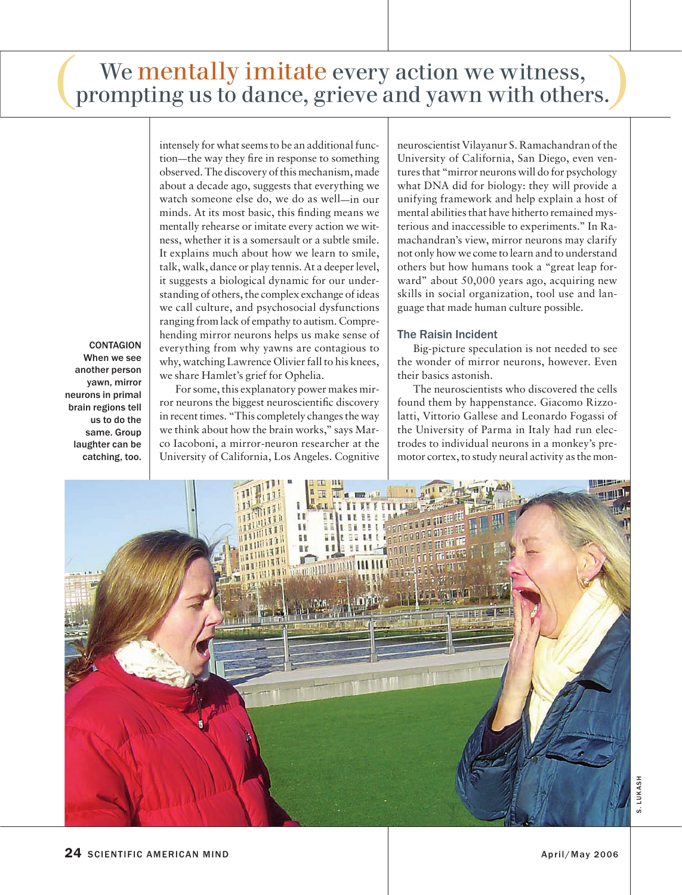We mentally imitate every action we witness, prompting us to dance, grieve and yawn with others.

intensely for what seems to be an additional function—the way they fire in response to something observed. The discovery of this mechanism, made about a decade ago, suggests that everything we watch someone else do, we do as well—in our minds. At its most basic, this finding means we mentally rehearse or imitate every action we witness, whether it is a somersault or a subtle smile. It explains much about how we learn to smile, talk, walk, dance or play tennis. At a deeper level, it suggests a biological dynamic for our understanding of others, the complex exchange of ideas we call culture, and psychosocial dysfunctions ranging from lack of empathy to autism. Comprehending mirror neurons helps us make sense of everything from why yawns are contagious to why, watching Lawrence Olivier fall to his knees, we share Hamlet's grief for Ophelia.

For some, this explanatory power makes mirror neurons the biggest neuroscientific discovery in recent times. "This completely changes the way we think about how the brain works," says Marco Iacoboni, a mirror-neuron researcher at the University of California, Los Angeles. Cognitive neuroscientist Vilayanur S. Ramachandran of the University of California, San Diego, even ventures that "mirror neurons will do for psychology what DNA did for biology: they will provide a unifying framework and help explain a host of mental abilities that have hitherto remained mysterious and inaccessible to experiments." In Ramachandran's view, mirror neurons may clarify not only how we come to learn and to understand others but how humans took a "great leap forward" about 50,000 years ago, acquiring new skills in social organization, tool use and language that made human culture possible.

## The Raisin Incident

Big-picture speculation is not needed to see the wonder of mirror neurons, however. Even their basics astonish.

The neuroscientists who discovered the cells found them by happenstance. Giacomo Rizzolatti, Vittorio Gallese and Leonardo Fogassi of the University of Parma in Italy had run electrodes to individual neurons in a monkey's premotor cortex, to study neural activity as the mon-

**CONTAGION** When we see another person yawn, mirror neurons in primal brain regions tell us to do the same. Group laughter can be catching, too.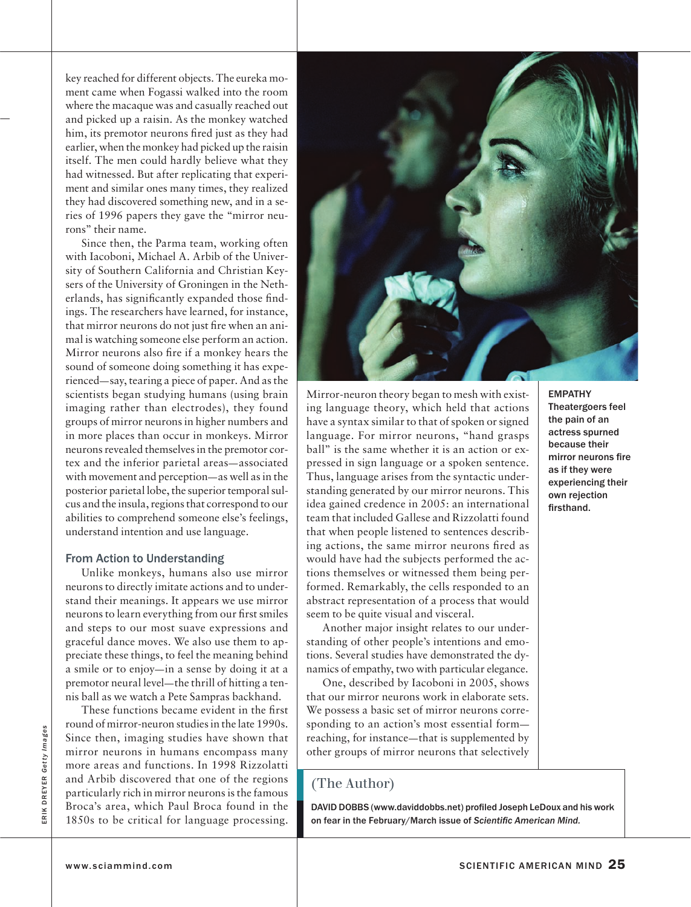key reached for different objects. The eureka moment came when Fogassi walked into the room where the macaque was and casually reached out and picked up a raisin. As the monkey watched him, its premotor neurons fired just as they had earlier, when the monkey had picked up the raisin itself. The men could hardly believe what they had witnessed. But after replicating that experiment and similar ones many times, they realized they had discovered something new, and in a series of 1996 papers they gave the "mirror neurons" their name.

Since then, the Parma team, working often with Iacoboni, Michael A. Arbib of the University of Southern California and Christian Keysers of the University of Groningen in the Netherlands, has significantly expanded those findings. The researchers have learned, for instance, that mirror neurons do not just fire when an animal is watching someone else perform an action. Mirror neurons also fire if a monkey hears the sound of someone doing something it has experienced—say, tearing a piece of paper. And as the scientists began studying humans (using brain imaging rather than electrodes), they found groups of mirror neurons in higher numbers and in more places than occur in monkeys. Mirror neurons revealed themselves in the premotor cortex and the inferior parietal areas—associated with movement and perception—as well as in the posterior parietal lobe, the superior temporal sulcus and the insula, regions that correspond to our abilities to comprehend someone else's feelings, understand intention and use language.

### From Action to Understanding

Unlike monkeys, humans also use mirror neurons to directly imitate actions and to understand their meanings. It appears we use mirror neurons to learn everything from our first smiles and steps to our most suave expressions and graceful dance moves. We also use them to appreciate these things, to feel the meaning behind a smile or to enjoy—in a sense by doing it at a premotor neural level—the thrill of hitting a tennis ball as we watch a Pete Sampras backhand.

These functions became evident in the first round of mirror-neuron studies in the late 1990s. Since then, imaging studies have shown that mirror neurons in humans encompass many more areas and functions. In 1998 Rizzolatti and Arbib discovered that one of the regions particularly rich in mirror neurons is the famous Broca's area, which Paul Broca found in the 1850s to be critical for language processing. Mirror-neuron theory began to mesh with existing language theory, which held that actions have a syntax similar to that of spoken or signed language. For mirror neurons, "hand grasps ball" is the same whether it is an action or expressed in sign language or a spoken sentence. Thus, language arises from the syntactic understanding generated by our mirror neurons. This idea gained credence in 2005: an international team that included Gallese and Rizzolatti found that when people listened to sentences describing actions, the same mirror neurons fired as would have had the subjects performed the actions themselves or witnessed them being performed. Remarkably, the cells responded to an abstract representation of a process that would seem to be quite visual and visceral.

Another major insight relates to our understanding of other people's intentions and emotions. Several studies have demonstrated the dynamics of empathy, two with particular elegance.

One, described by Iacoboni in 2005, shows that our mirror neurons work in elaborate sets. We possess a basic set of mirror neurons corresponding to an action's most essential form—reaching, for instance—that is supplemented by other groups of mirror neurons that selectively

**EMPATHY** Theatergoers feel the pain of an actress spurned because their mirror neurons fire as if they were experiencing their own rejection firsthand.

ERIK DREYER *Getty Images*

## (The Author)

DAVID DOBBS (www.daviddobbs.net) profiled Joseph LeDoux and his work on fear in the February/March issue of *Scientific American Mind.*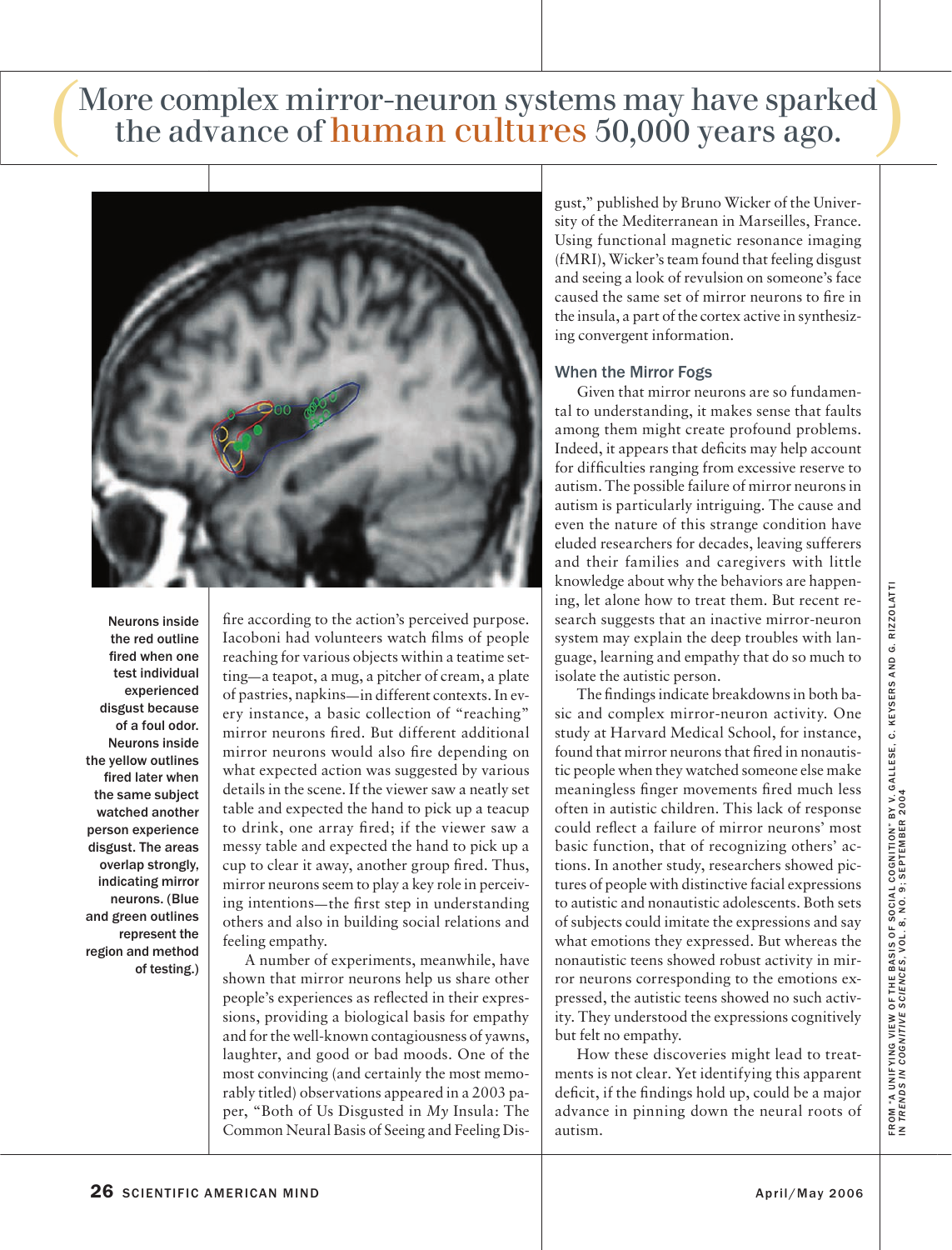# More complex mirror-neuron systems may have sparked the advance of human cultures 50,000 years ago.

Neurons inside the red outline fired when one test individual experienced disgust because of a foul odor. Neurons inside the yellow outlines fired later when the same subject watched another person experience disgust. The areas overlap strongly, indicating mirror neurons. (Blue and green outlines represent the region and method of testing.)

fire according to the action's perceived purpose. Iacoboni had volunteers watch films of people reaching for various objects within a teatime setting—a teapot, a mug, a pitcher of cream, a plate of pastries, napkins—in different contexts. In every instance, a basic collection of "reaching" mirror neurons fired. But different additional mirror neurons would also fire depending on what expected action was suggested by various details in the scene. If the viewer saw a neatly set table and expected the hand to pick up a teacup to drink, one array fired; if the viewer saw a messy table and expected the hand to pick up a cup to clear it away, another group fired. Thus, mirror neurons seem to play a key role in perceiving intentions—the first step in understanding others and also in building social relations and feeling empathy.

A number of experiments, meanwhile, have shown that mirror neurons help us share other people's experiences as reflected in their expressions, providing a biological basis for empathy and for the well-known contagiousness of yawns, laughter, and good or bad moods. One of the most convincing (and certainly the most memorably titled) observations appeared in a 2003 paper, "Both of Us Disgusted in *My* Insula: The Common Neural Basis of Seeing and Feeling Disgust," published by Bruno Wicker of the University of the Mediterranean in Marseilles, France. Using functional magnetic resonance imaging (fMRI), Wicker's team found that feeling disgust and seeing a look of revulsion on someone's face caused the same set of mirror neurons to fire in the insula, a part of the cortex active in synthesizing convergent information.

## When the Mirror Fogs

Given that mirror neurons are so fundamental to understanding, it makes sense that faults among them might create profound problems. Indeed, it appears that deficits may help account for difficulties ranging from excessive reserve to autism. The possible failure of mirror neurons in autism is particularly intriguing. The cause and even the nature of this strange condition have eluded researchers for decades, leaving sufferers and their families and caregivers with little knowledge about why the behaviors are happening, let alone how to treat them. But recent research suggests that an inactive mirror-neuron system may explain the deep troubles with language, learning and empathy that do so much to isolate the autistic person.

The findings indicate breakdowns in both basic and complex mirror-neuron activity. One study at Harvard Medical School, for instance, found that mirror neurons that fired in nonautistic people when they watched someone else make meaningless finger movements fired much less often in autistic children. This lack of response could reflect a failure of mirror neurons' most basic function, that of recognizing others' actions. In another study, researchers showed pictures of people with distinctive facial expressions to autistic and nonautistic adolescents. Both sets of subjects could imitate the expressions and say what emotions they expressed. But whereas the nonautistic teens showed robust activity in mirror neurons corresponding to the emotions expressed, the autistic teens showed no such activity. They understood the expressions cognitively but felt no empathy.

How these discoveries might lead to treatments is not clear. Yet identifying this apparent deficit, if the findings hold up, could be a major advance in pinning down the neural roots of autism.

FROM "A UNIFYING VIEW OF THE BASIS OF SOCIAL COGNITION" BY V. GALLESE, C. KEYSERS AND G. RIZZOLATTI IN *TRENDS IN COGNITIVE SCIENCES*, VOL. 8, NO. 9; SEPTEMBER 2004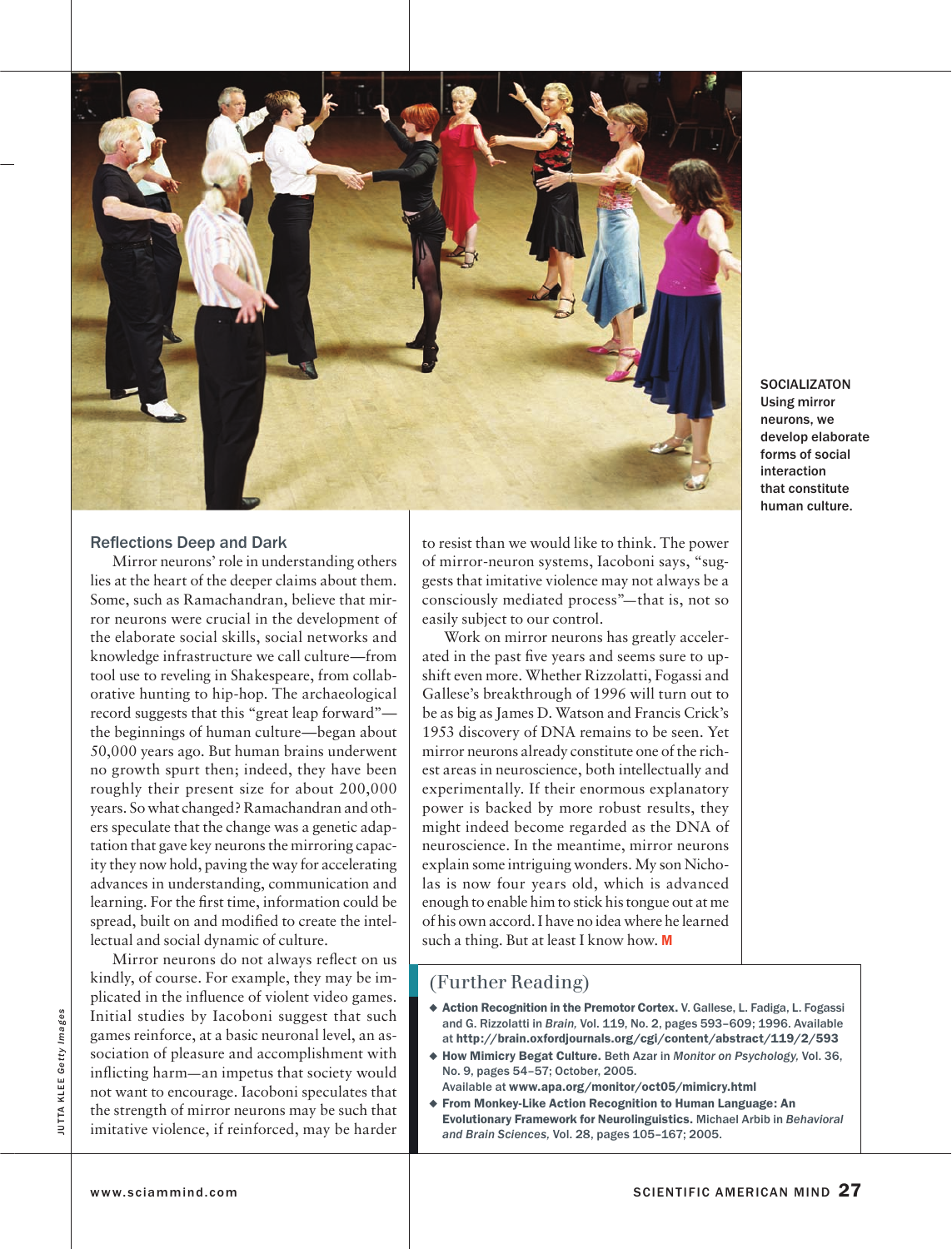SOCIALIZATON Using mirror neurons, we develop elaborate forms of social interaction that constitute human culture.

JUTTA KLEE Getty Images

### Reflections Deep and Dark

Mirror neurons' role in understanding others lies at the heart of the deeper claims about them. Some, such as Ramachandran, believe that mirror neurons were crucial in the development of the elaborate social skills, social networks and knowledge infrastructure we call culture—from tool use to reveling in Shakespeare, from collaborative hunting to hip-hop. The archaeological record suggests that this "great leap forward"—the beginnings of human culture—began about 50,000 years ago. But human brains underwent no growth spurt then; indeed, they have been roughly their present size for about 200,000 years. So what changed? Ramachandran and others speculate that the change was a genetic adaptation that gave key neurons the mirroring capacity they now hold, paving the way for accelerating advances in understanding, communication and learning. For the first time, information could be spread, built on and modified to create the intellectual and social dynamic of culture.

Mirror neurons do not always reflect on us kindly, of course. For example, they may be implicated in the influence of violent video games. Initial studies by Iacoboni suggest that such games reinforce, at a basic neuronal level, an association of pleasure and accomplishment with inflicting harm—an impetus that society would not want to encourage. Iacoboni speculates that the strength of mirror neurons may be such that imitative violence, if reinforced, may be harder to resist than we would like to think. The power of mirror-neuron systems, Iacoboni says, "suggests that imitative violence may not always be a consciously mediated process"—that is, not so easily subject to our control.

Work on mirror neurons has greatly accelerated in the past five years and seems sure to upshift even more. Whether Rizzolatti, Fogassi and Gallese's breakthrough of 1996 will turn out to be as big as James D. Watson and Francis Crick's 1953 discovery of DNA remains to be seen. Yet mirror neurons already constitute one of the richest areas in neuroscience, both intellectually and experimentally. If their enormous explanatory power is backed by more robust results, they might indeed become regarded as the DNA of neuroscience. In the meantime, mirror neurons explain some intriguing wonders. My son Nicholas is now four years old, which is advanced enough to enable him to stick his tongue out at me of his own accord. I have no idea where he learned such a thing. But at least I know how. **M**

## (Further Reading)

- **Action Recognition in the Premotor Cortex.** V. Gallese, L. Fadiga, L. Fogassi and G. Rizzolatti in *Brain,* Vol. 119, No. 2, pages 593–609; 1996. Available at **http://brain.oxfordjournals.org/cgi/content/abstract/119/2/593**
- **How Mimicry Begat Culture.** Beth Azar in *Monitor on Psychology,* Vol. 36, No. 9, pages 54–57; October, 2005. Available at **www.apa.org/monitor/oct05/mimicry.html**
- **From Monkey-Like Action Recognition to Human Language: An Evolutionary Framework for Neurolinguistics.** Michael Arbib in *Behavioral and Brain Sciences,* Vol. 28, pages 105–167; 2005.